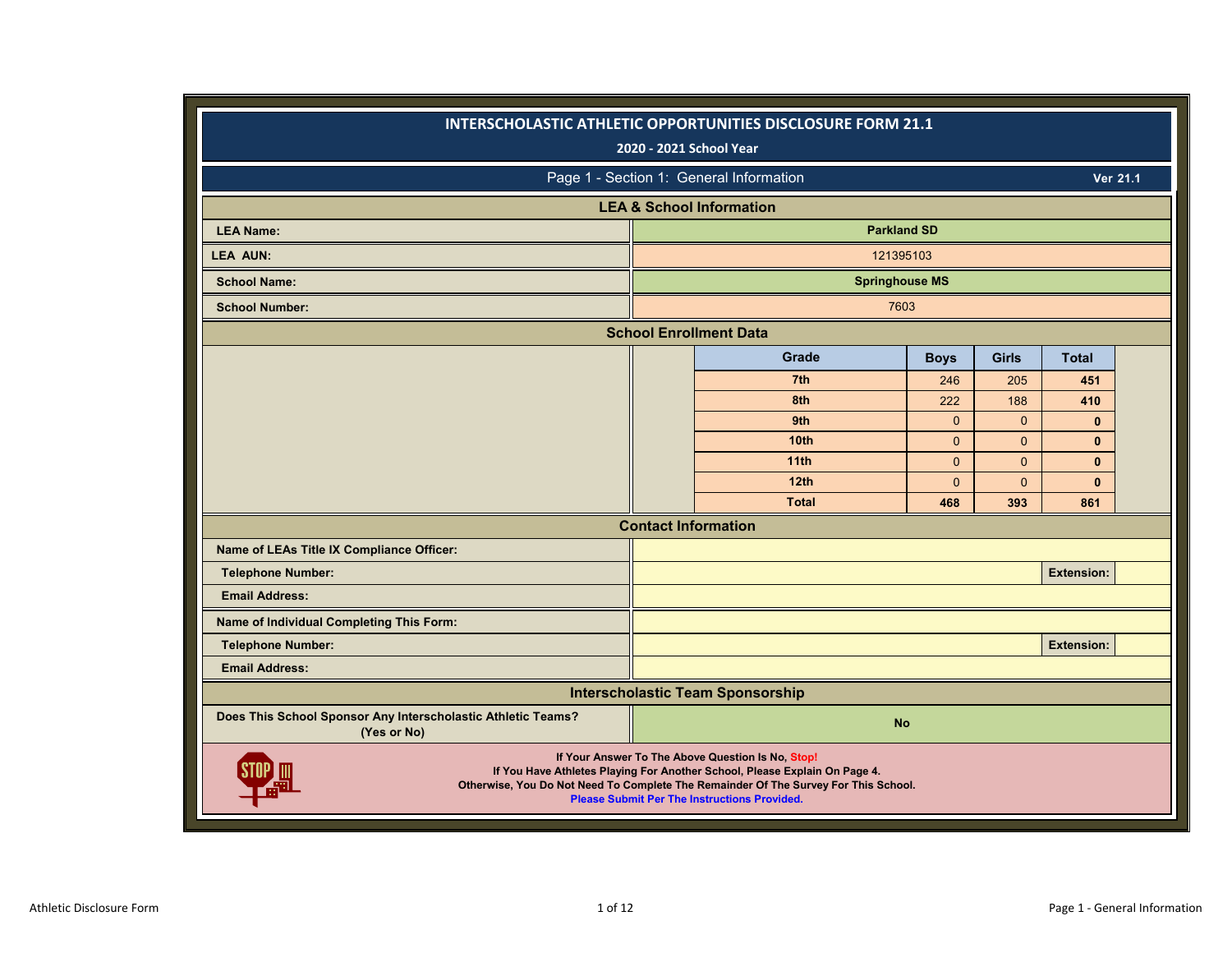# INTERSCHOLASTIC ATHLETIC OPPORTUNITIES DISCLOSURE FORM 21.1

**2020 - 2021 School Year**

## Page 1 - Section 1: General Information

**Ver 21.1**

### LEA & School Information

| | |
|---|---|
| **LEA Name:** | **Parkland SD** |
| **LEA AUN:** | 121395103 |
| **School Name:** | **Springhouse MS** |
| **School Number:** | 7603 |

### School Enrollment Data

| Grade | Boys | Girls | Total |
|---|---|---|---|
| **7th** | 246 | 205 | **451** |
| **8th** | 222 | 188 | **410** |
| **9th** | 0 | 0 | **0** |
| **10th** | 0 | 0 | **0** |
| **11th** | 0 | 0 | **0** |
| **12th** | 0 | 0 | **0** |
| **Total** | **468** | **393** | **861** |

### Contact Information

| | | | |
|---|---|---|---|
| **Name of LEAs Title IX Compliance Officer:** | | | |
| **Telephone Number:** | | **Extension:** | |
| **Email Address:** | | | |
| **Name of Individual Completing This Form:** | | | |
| **Telephone Number:** | | **Extension:** | |
| **Email Address:** | | | |

### Interscholastic Team Sponsorship

| | |
|---|---|
| **Does This School Sponsor Any Interscholastic Athletic Teams? (Yes or No)** | **No** |

**If Your Answer To The Above Question Is No, Stop!**
**If You Have Athletes Playing For Another School, Please Explain On Page 4.**
**Otherwise, You Do Not Need To Complete The Remainder Of The Survey For This School.**
**Please Submit Per The Instructions Provided.**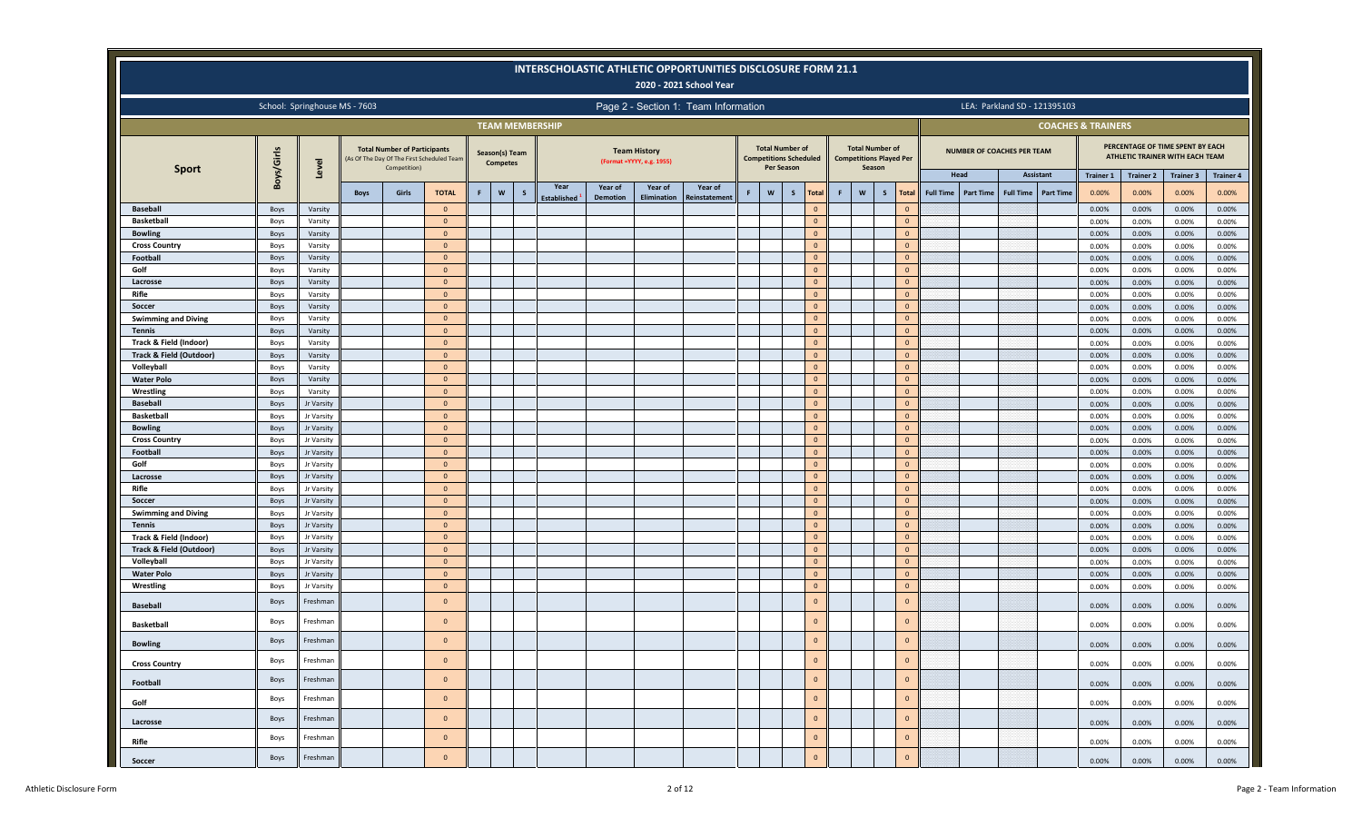# INTERSCHOLASTIC ATHLETIC OPPORTUNITIES DISCLOSURE FORM 21.1

## 2020 - 2021 School Year

School: Springhouse MS - 7603

Page 2 - Section 1: Team Information

LEA: Parkland SD - 121395103

| Sport | Boys/Girls | Level | TEAM MEMBERSHIP — Total Number of Participants (As Of The Day Of The First Scheduled Team Competition) | | | Season(s) Team Competes | | | Team History (Format =YYYY, e.g. 1955) | | | | Total Number of Competitions Scheduled Per Season | | | | Total Number of Competitions Played Per Season | | | | COACHES & TRAINERS — NUMBER OF COACHES PER TEAM | | | | PERCENTAGE OF TIME SPENT BY EACH ATHLETIC TRAINER WITH EACH TEAM | | | |
|---|---|---|---|---|---|---|---|---|---|---|---|---|---|---|---|---|---|---|---|---|---|---|---|---|---|---|---|---|
| | | | | | | | | | | | | | | | | | | | | | Head | | Assistant | | Trainer 1 | Trainer 2 | Trainer 3 | Trainer 4 |
| | | | Boys | Girls | TOTAL | F | W | S | Year Established[1] | Year of Demotion | Year of Elimination | Year of Reinstatement | F | W | S | Total | F | W | S | Total | Full Time | Part Time | Full Time | Part Time | 0.00% | 0.00% | 0.00% | 0.00% |
| Baseball | Boys | Varsity | | | 0 | | | | | | | | | | | 0 | | | | 0 | | | | | 0.00% | 0.00% | 0.00% | 0.00% |
| Basketball | Boys | Varsity | | | 0 | | | | | | | | | | | 0 | | | | 0 | | | | | 0.00% | 0.00% | 0.00% | 0.00% |
| Bowling | Boys | Varsity | | | 0 | | | | | | | | | | | 0 | | | | 0 | | | | | 0.00% | 0.00% | 0.00% | 0.00% |
| Cross Country | Boys | Varsity | | | 0 | | | | | | | | | | | 0 | | | | 0 | | | | | 0.00% | 0.00% | 0.00% | 0.00% |
| Football | Boys | Varsity | | | 0 | | | | | | | | | | | 0 | | | | 0 | | | | | 0.00% | 0.00% | 0.00% | 0.00% |
| Golf | Boys | Varsity | | | 0 | | | | | | | | | | | 0 | | | | 0 | | | | | 0.00% | 0.00% | 0.00% | 0.00% |
| Lacrosse | Boys | Varsity | | | 0 | | | | | | | | | | | 0 | | | | 0 | | | | | 0.00% | 0.00% | 0.00% | 0.00% |
| Rifle | Boys | Varsity | | | 0 | | | | | | | | | | | 0 | | | | 0 | | | | | 0.00% | 0.00% | 0.00% | 0.00% |
| Soccer | Boys | Varsity | | | 0 | | | | | | | | | | | 0 | | | | 0 | | | | | 0.00% | 0.00% | 0.00% | 0.00% |
| Swimming and Diving | Boys | Varsity | | | 0 | | | | | | | | | | | 0 | | | | 0 | | | | | 0.00% | 0.00% | 0.00% | 0.00% |
| Tennis | Boys | Varsity | | | 0 | | | | | | | | | | | 0 | | | | 0 | | | | | 0.00% | 0.00% | 0.00% | 0.00% |
| Track & Field (Indoor) | Boys | Varsity | | | 0 | | | | | | | | | | | 0 | | | | 0 | | | | | 0.00% | 0.00% | 0.00% | 0.00% |
| Track & Field (Outdoor) | Boys | Varsity | | | 0 | | | | | | | | | | | 0 | | | | 0 | | | | | 0.00% | 0.00% | 0.00% | 0.00% |
| Volleyball | Boys | Varsity | | | 0 | | | | | | | | | | | 0 | | | | 0 | | | | | 0.00% | 0.00% | 0.00% | 0.00% |
| Water Polo | Boys | Varsity | | | 0 | | | | | | | | | | | 0 | | | | 0 | | | | | 0.00% | 0.00% | 0.00% | 0.00% |
| Wrestling | Boys | Varsity | | | 0 | | | | | | | | | | | 0 | | | | 0 | | | | | 0.00% | 0.00% | 0.00% | 0.00% |
| Baseball | Boys | Jr Varsity | | | 0 | | | | | | | | | | | 0 | | | | 0 | | | | | 0.00% | 0.00% | 0.00% | 0.00% |
| Basketball | Boys | Jr Varsity | | | 0 | | | | | | | | | | | 0 | | | | 0 | | | | | 0.00% | 0.00% | 0.00% | 0.00% |
| Bowling | Boys | Jr Varsity | | | 0 | | | | | | | | | | | 0 | | | | 0 | | | | | 0.00% | 0.00% | 0.00% | 0.00% |
| Cross Country | Boys | Jr Varsity | | | 0 | | | | | | | | | | | 0 | | | | 0 | | | | | 0.00% | 0.00% | 0.00% | 0.00% |
| Football | Boys | Jr Varsity | | | 0 | | | | | | | | | | | 0 | | | | 0 | | | | | 0.00% | 0.00% | 0.00% | 0.00% |
| Golf | Boys | Jr Varsity | | | 0 | | | | | | | | | | | 0 | | | | 0 | | | | | 0.00% | 0.00% | 0.00% | 0.00% |
| Lacrosse | Boys | Jr Varsity | | | 0 | | | | | | | | | | | 0 | | | | 0 | | | | | 0.00% | 0.00% | 0.00% | 0.00% |
| Rifle | Boys | Jr Varsity | | | 0 | | | | | | | | | | | 0 | | | | 0 | | | | | 0.00% | 0.00% | 0.00% | 0.00% |
| Soccer | Boys | Jr Varsity | | | 0 | | | | | | | | | | | 0 | | | | 0 | | | | | 0.00% | 0.00% | 0.00% | 0.00% |
| Swimming and Diving | Boys | Jr Varsity | | | 0 | | | | | | | | | | | 0 | | | | 0 | | | | | 0.00% | 0.00% | 0.00% | 0.00% |
| Tennis | Boys | Jr Varsity | | | 0 | | | | | | | | | | | 0 | | | | 0 | | | | | 0.00% | 0.00% | 0.00% | 0.00% |
| Track & Field (Indoor) | Boys | Jr Varsity | | | 0 | | | | | | | | | | | 0 | | | | 0 | | | | | 0.00% | 0.00% | 0.00% | 0.00% |
| Track & Field (Outdoor) | Boys | Jr Varsity | | | 0 | | | | | | | | | | | 0 | | | | 0 | | | | | 0.00% | 0.00% | 0.00% | 0.00% |
| Volleyball | Boys | Jr Varsity | | | 0 | | | | | | | | | | | 0 | | | | 0 | | | | | 0.00% | 0.00% | 0.00% | 0.00% |
| Water Polo | Boys | Jr Varsity | | | 0 | | | | | | | | | | | 0 | | | | 0 | | | | | 0.00% | 0.00% | 0.00% | 0.00% |
| Wrestling | Boys | Jr Varsity | | | 0 | | | | | | | | | | | 0 | | | | 0 | | | | | 0.00% | 0.00% | 0.00% | 0.00% |
| Baseball | Boys | Freshman | | | 0 | | | | | | | | | | | 0 | | | | 0 | | | | | 0.00% | 0.00% | 0.00% | 0.00% |
| Basketball | Boys | Freshman | | | 0 | | | | | | | | | | | 0 | | | | 0 | | | | | 0.00% | 0.00% | 0.00% | 0.00% |
| Bowling | Boys | Freshman | | | 0 | | | | | | | | | | | 0 | | | | 0 | | | | | 0.00% | 0.00% | 0.00% | 0.00% |
| Cross Country | Boys | Freshman | | | 0 | | | | | | | | | | | 0 | | | | 0 | | | | | 0.00% | 0.00% | 0.00% | 0.00% |
| Football | Boys | Freshman | | | 0 | | | | | | | | | | | 0 | | | | 0 | | | | | 0.00% | 0.00% | 0.00% | 0.00% |
| Golf | Boys | Freshman | | | 0 | | | | | | | | | | | 0 | | | | 0 | | | | | 0.00% | 0.00% | 0.00% | 0.00% |
| Lacrosse | Boys | Freshman | | | 0 | | | | | | | | | | | 0 | | | | 0 | | | | | 0.00% | 0.00% | 0.00% | 0.00% |
| Rifle | Boys | Freshman | | | 0 | | | | | | | | | | | 0 | | | | 0 | | | | | 0.00% | 0.00% | 0.00% | 0.00% |
| Soccer | Boys | Freshman | | | 0 | | | | | | | | | | | 0 | | | | 0 | | | | | 0.00% | 0.00% | 0.00% | 0.00% |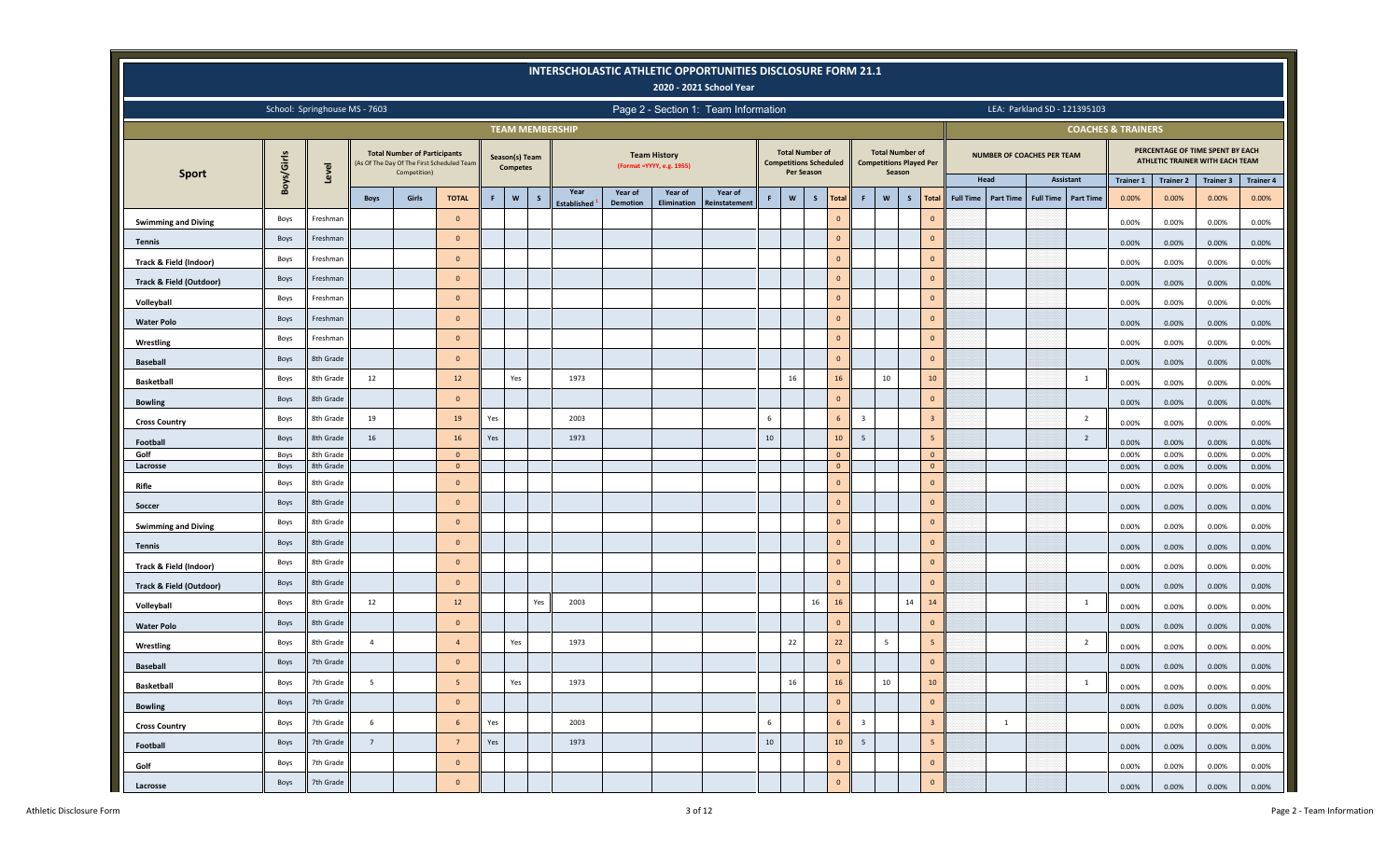# INTERSCHOLASTIC ATHLETIC OPPORTUNITIES DISCLOSURE FORM 21.1

## 2020 - 2021 School Year

School: Springhouse MS - 7603

Page 2 - Section 1: Team Information

LEA: Parkland SD - 121395103

| Sport | Boys/Girls | Level | Total Number of Participants (As Of The Day Of The First Scheduled Team Competition) | | | Season(s) Team Competes | | | Team History (Format =YYYY, e.g. 1955) | | | | Total Number of Competitions Scheduled Per Season | | | | Total Number of Competitions Played Per Season | | | | Number of Coaches Per Team | | | | Percentage of Time Spent by Each Athletic Trainer with Each Team | | | |
|---|---|---|---|---|---|---|---|---|---|---|---|---|---|---|---|---|---|---|---|---|---|---|---|---|---|---|---|---|
| | | | | | | | | | | | | | | | | | | | | | Head | | Assistant | | Trainer 1 | Trainer 2 | Trainer 3 | Trainer 4 |
| | | | Boys | Girls | TOTAL | F | W | S | Year Established[1] | Year of Demotion | Year of Elimination | Year of Reinstatement | F | W | S | Total | F | W | S | Total | Full Time | Part Time | Full Time | Part Time | 0.00% | 0.00% | 0.00% | 0.00% |
| Swimming and Diving | Boys | Freshman | | | 0 | | | | | | | | | | | 0 | | | | 0 | | | | | 0.00% | 0.00% | 0.00% | 0.00% |
| Tennis | Boys | Freshman | | | 0 | | | | | | | | | | | 0 | | | | 0 | | | | | 0.00% | 0.00% | 0.00% | 0.00% |
| Track & Field (Indoor) | Boys | Freshman | | | 0 | | | | | | | | | | | 0 | | | | 0 | | | | | 0.00% | 0.00% | 0.00% | 0.00% |
| Track & Field (Outdoor) | Boys | Freshman | | | 0 | | | | | | | | | | | 0 | | | | 0 | | | | | 0.00% | 0.00% | 0.00% | 0.00% |
| Volleyball | Boys | Freshman | | | 0 | | | | | | | | | | | 0 | | | | 0 | | | | | 0.00% | 0.00% | 0.00% | 0.00% |
| Water Polo | Boys | Freshman | | | 0 | | | | | | | | | | | 0 | | | | 0 | | | | | 0.00% | 0.00% | 0.00% | 0.00% |
| Wrestling | Boys | Freshman | | | 0 | | | | | | | | | | | 0 | | | | 0 | | | | | 0.00% | 0.00% | 0.00% | 0.00% |
| Baseball | Boys | 8th Grade | | | 0 | | | | | | | | | | | 0 | | | | 0 | | | | | 0.00% | 0.00% | 0.00% | 0.00% |
| Basketball | Boys | 8th Grade | 12 | | 12 | | Yes | | 1973 | | | | | 16 | | 16 | | 10 | | 10 | | | | 1 | 0.00% | 0.00% | 0.00% | 0.00% |
| Bowling | Boys | 8th Grade | | | 0 | | | | | | | | | | | 0 | | | | 0 | | | | | 0.00% | 0.00% | 0.00% | 0.00% |
| Cross Country | Boys | 8th Grade | 19 | | 19 | Yes | | | 2003 | | | | 6 | | | 6 | 3 | | | 3 | | | | 2 | 0.00% | 0.00% | 0.00% | 0.00% |
| Football | Boys | 8th Grade | 16 | | 16 | Yes | | | 1973 | | | | 10 | | | 10 | 5 | | | 5 | | | | 2 | 0.00% | 0.00% | 0.00% | 0.00% |
| Golf | Boys | 8th Grade | | | 0 | | | | | | | | | | | 0 | | | | 0 | | | | | 0.00% | 0.00% | 0.00% | 0.00% |
| Lacrosse | Boys | 8th Grade | | | 0 | | | | | | | | | | | 0 | | | | 0 | | | | | 0.00% | 0.00% | 0.00% | 0.00% |
| Rifle | Boys | 8th Grade | | | 0 | | | | | | | | | | | 0 | | | | 0 | | | | | 0.00% | 0.00% | 0.00% | 0.00% |
| Soccer | Boys | 8th Grade | | | 0 | | | | | | | | | | | 0 | | | | 0 | | | | | 0.00% | 0.00% | 0.00% | 0.00% |
| Swimming and Diving | Boys | 8th Grade | | | 0 | | | | | | | | | | | 0 | | | | 0 | | | | | 0.00% | 0.00% | 0.00% | 0.00% |
| Tennis | Boys | 8th Grade | | | 0 | | | | | | | | | | | 0 | | | | 0 | | | | | 0.00% | 0.00% | 0.00% | 0.00% |
| Track & Field (Indoor) | Boys | 8th Grade | | | 0 | | | | | | | | | | | 0 | | | | 0 | | | | | 0.00% | 0.00% | 0.00% | 0.00% |
| Track & Field (Outdoor) | Boys | 8th Grade | | | 0 | | | | | | | | | | | 0 | | | | 0 | | | | | 0.00% | 0.00% | 0.00% | 0.00% |
| Volleyball | Boys | 8th Grade | 12 | | 12 | | | Yes | 2003 | | | | | | 16 | 16 | | | 14 | 14 | | | | 1 | 0.00% | 0.00% | 0.00% | 0.00% |
| Water Polo | Boys | 8th Grade | | | 0 | | | | | | | | | | | 0 | | | | 0 | | | | | 0.00% | 0.00% | 0.00% | 0.00% |
| Wrestling | Boys | 8th Grade | 4 | | 4 | | Yes | | 1973 | | | | | 22 | | 22 | | 5 | | 5 | | | | 2 | 0.00% | 0.00% | 0.00% | 0.00% |
| Baseball | Boys | 7th Grade | | | 0 | | | | | | | | | | | 0 | | | | 0 | | | | | 0.00% | 0.00% | 0.00% | 0.00% |
| Basketball | Boys | 7th Grade | 5 | | 5 | | Yes | | 1973 | | | | | 16 | | 16 | | 10 | | 10 | | | | 1 | 0.00% | 0.00% | 0.00% | 0.00% |
| Bowling | Boys | 7th Grade | | | 0 | | | | | | | | | | | 0 | | | | 0 | | | | | 0.00% | 0.00% | 0.00% | 0.00% |
| Cross Country | Boys | 7th Grade | 6 | | 6 | Yes | | | 2003 | | | | 6 | | | 6 | 3 | | | 3 | | 1 | | | 0.00% | 0.00% | 0.00% | 0.00% |
| Football | Boys | 7th Grade | 7 | | 7 | Yes | | | 1973 | | | | 10 | | | 10 | 5 | | | 5 | | | | | 0.00% | 0.00% | 0.00% | 0.00% |
| Golf | Boys | 7th Grade | | | 0 | | | | | | | | | | | 0 | | | | 0 | | | | | 0.00% | 0.00% | 0.00% | 0.00% |
| Lacrosse | Boys | 7th Grade | | | 0 | | | | | | | | | | | 0 | | | | 0 | | | | | 0.00% | 0.00% | 0.00% | 0.00% |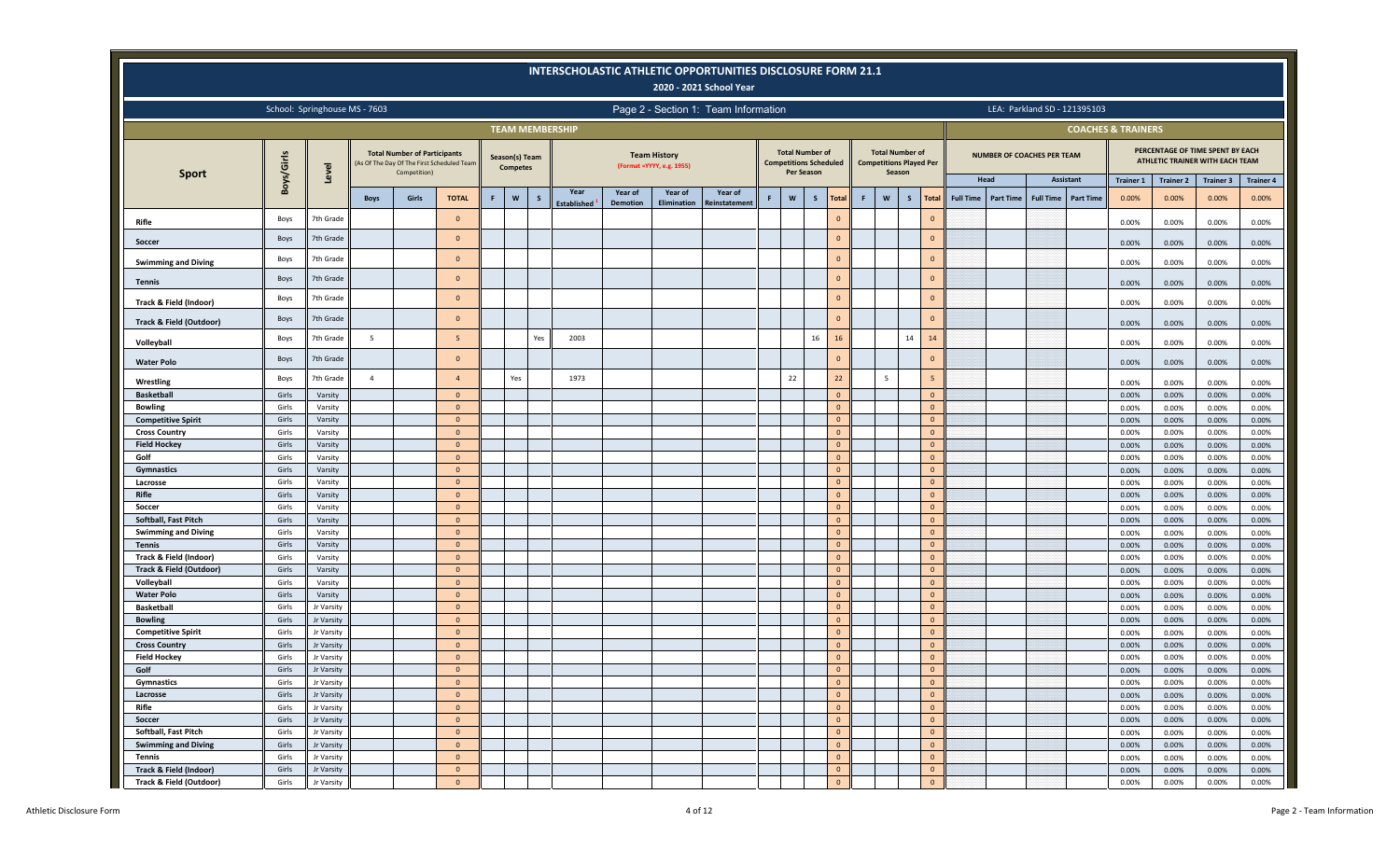# INTERSCHOLASTIC ATHLETIC OPPORTUNITIES DISCLOSURE FORM 21.1

## 2020 - 2021 School Year

School: Springhouse MS - 7603

Page 2 - Section 1: Team Information

LEA: Parkland SD - 121395103

| TEAM MEMBERSHIP | | | | | | | | | | | | | | | | | | | | | COACHES & TRAINERS | | | | | | | |
|---|---|---|---|---|---|---|---|---|---|---|---|---|---|---|---|---|---|---|---|---|---|---|---|---|---|---|---|---|
| Sport | Boys/Girls | Level | Total Number of Participants (As Of The Day Of The First Scheduled Team Competition) | | | Season(s) Team Competes | | | Team History (Format =YYYY, e.g. 1955) | | | | Total Number of Competitions Scheduled Per Season | | | | Total Number of Competitions Played Per Season | | | | NUMBER OF COACHES PER TEAM | | | | PERCENTAGE OF TIME SPENT BY EACH ATHLETIC TRAINER WITH EACH TEAM | | | |
| | | | | | | | | | | | | | | | | | | | | | Head | | Assistant | | Trainer 1 | Trainer 2 | Trainer 3 | Trainer 4 |
| | | | Boys | Girls | TOTAL | F | W | S | Year Established[1] | Year of Demotion | Year of Elimination | Year of Reinstatement | F | W | S | Total | F | W | S | Total | Full Time | Part Time | Full Time | Part Time | 0.00% | 0.00% | 0.00% | 0.00% |
| Rifle | Boys | 7th Grade | | | 0 | | | | | | | | | | | 0 | | | | 0 | | | | | 0.00% | 0.00% | 0.00% | 0.00% |
| Soccer | Boys | 7th Grade | | | 0 | | | | | | | | | | | 0 | | | | 0 | | | | | 0.00% | 0.00% | 0.00% | 0.00% |
| Swimming and Diving | Boys | 7th Grade | | | 0 | | | | | | | | | | | 0 | | | | 0 | | | | | 0.00% | 0.00% | 0.00% | 0.00% |
| Tennis | Boys | 7th Grade | | | 0 | | | | | | | | | | | 0 | | | | 0 | | | | | 0.00% | 0.00% | 0.00% | 0.00% |
| Track & Field (Indoor) | Boys | 7th Grade | | | 0 | | | | | | | | | | | 0 | | | | 0 | | | | | 0.00% | 0.00% | 0.00% | 0.00% |
| Track & Field (Outdoor) | Boys | 7th Grade | | | 0 | | | | | | | | | | | 0 | | | | 0 | | | | | 0.00% | 0.00% | 0.00% | 0.00% |
| Volleyball | Boys | 7th Grade | 5 | | 5 | | | Yes | 2003 | | | | | | 16 | 16 | | | 14 | 14 | | | | | 0.00% | 0.00% | 0.00% | 0.00% |
| Water Polo | Boys | 7th Grade | | | 0 | | | | | | | | | | | 0 | | | | 0 | | | | | 0.00% | 0.00% | 0.00% | 0.00% |
| Wrestling | Boys | 7th Grade | 4 | | 4 | | Yes | | 1973 | | | | | 22 | | 22 | | 5 | | 5 | | | | | 0.00% | 0.00% | 0.00% | 0.00% |
| Basketball | Girls | Varsity | | | 0 | | | | | | | | | | | 0 | | | | 0 | | | | | 0.00% | 0.00% | 0.00% | 0.00% |
| Bowling | Girls | Varsity | | | 0 | | | | | | | | | | | 0 | | | | 0 | | | | | 0.00% | 0.00% | 0.00% | 0.00% |
| Competitive Spirit | Girls | Varsity | | | 0 | | | | | | | | | | | 0 | | | | 0 | | | | | 0.00% | 0.00% | 0.00% | 0.00% |
| Cross Country | Girls | Varsity | | | 0 | | | | | | | | | | | 0 | | | | 0 | | | | | 0.00% | 0.00% | 0.00% | 0.00% |
| Field Hockey | Girls | Varsity | | | 0 | | | | | | | | | | | 0 | | | | 0 | | | | | 0.00% | 0.00% | 0.00% | 0.00% |
| Golf | Girls | Varsity | | | 0 | | | | | | | | | | | 0 | | | | 0 | | | | | 0.00% | 0.00% | 0.00% | 0.00% |
| Gymnastics | Girls | Varsity | | | 0 | | | | | | | | | | | 0 | | | | 0 | | | | | 0.00% | 0.00% | 0.00% | 0.00% |
| Lacrosse | Girls | Varsity | | | 0 | | | | | | | | | | | 0 | | | | 0 | | | | | 0.00% | 0.00% | 0.00% | 0.00% |
| Rifle | Girls | Varsity | | | 0 | | | | | | | | | | | 0 | | | | 0 | | | | | 0.00% | 0.00% | 0.00% | 0.00% |
| Soccer | Girls | Varsity | | | 0 | | | | | | | | | | | 0 | | | | 0 | | | | | 0.00% | 0.00% | 0.00% | 0.00% |
| Softball, Fast Pitch | Girls | Varsity | | | 0 | | | | | | | | | | | 0 | | | | 0 | | | | | 0.00% | 0.00% | 0.00% | 0.00% |
| Swimming and Diving | Girls | Varsity | | | 0 | | | | | | | | | | | 0 | | | | 0 | | | | | 0.00% | 0.00% | 0.00% | 0.00% |
| Tennis | Girls | Varsity | | | 0 | | | | | | | | | | | 0 | | | | 0 | | | | | 0.00% | 0.00% | 0.00% | 0.00% |
| Track & Field (Indoor) | Girls | Varsity | | | 0 | | | | | | | | | | | 0 | | | | 0 | | | | | 0.00% | 0.00% | 0.00% | 0.00% |
| Track & Field (Outdoor) | Girls | Varsity | | | 0 | | | | | | | | | | | 0 | | | | 0 | | | | | 0.00% | 0.00% | 0.00% | 0.00% |
| Volleyball | Girls | Varsity | | | 0 | | | | | | | | | | | 0 | | | | 0 | | | | | 0.00% | 0.00% | 0.00% | 0.00% |
| Water Polo | Girls | Varsity | | | 0 | | | | | | | | | | | 0 | | | | 0 | | | | | 0.00% | 0.00% | 0.00% | 0.00% |
| Basketball | Girls | Jr Varsity | | | 0 | | | | | | | | | | | 0 | | | | 0 | | | | | 0.00% | 0.00% | 0.00% | 0.00% |
| Bowling | Girls | Jr Varsity | | | 0 | | | | | | | | | | | 0 | | | | 0 | | | | | 0.00% | 0.00% | 0.00% | 0.00% |
| Competitive Spirit | Girls | Jr Varsity | | | 0 | | | | | | | | | | | 0 | | | | 0 | | | | | 0.00% | 0.00% | 0.00% | 0.00% |
| Cross Country | Girls | Jr Varsity | | | 0 | | | | | | | | | | | 0 | | | | 0 | | | | | 0.00% | 0.00% | 0.00% | 0.00% |
| Field Hockey | Girls | Jr Varsity | | | 0 | | | | | | | | | | | 0 | | | | 0 | | | | | 0.00% | 0.00% | 0.00% | 0.00% |
| Golf | Girls | Jr Varsity | | | 0 | | | | | | | | | | | 0 | | | | 0 | | | | | 0.00% | 0.00% | 0.00% | 0.00% |
| Gymnastics | Girls | Jr Varsity | | | 0 | | | | | | | | | | | 0 | | | | 0 | | | | | 0.00% | 0.00% | 0.00% | 0.00% |
| Lacrosse | Girls | Jr Varsity | | | 0 | | | | | | | | | | | 0 | | | | 0 | | | | | 0.00% | 0.00% | 0.00% | 0.00% |
| Rifle | Girls | Jr Varsity | | | 0 | | | | | | | | | | | 0 | | | | 0 | | | | | 0.00% | 0.00% | 0.00% | 0.00% |
| Soccer | Girls | Jr Varsity | | | 0 | | | | | | | | | | | 0 | | | | 0 | | | | | 0.00% | 0.00% | 0.00% | 0.00% |
| Softball, Fast Pitch | Girls | Jr Varsity | | | 0 | | | | | | | | | | | 0 | | | | 0 | | | | | 0.00% | 0.00% | 0.00% | 0.00% |
| Swimming and Diving | Girls | Jr Varsity | | | 0 | | | | | | | | | | | 0 | | | | 0 | | | | | 0.00% | 0.00% | 0.00% | 0.00% |
| Tennis | Girls | Jr Varsity | | | 0 | | | | | | | | | | | 0 | | | | 0 | | | | | 0.00% | 0.00% | 0.00% | 0.00% |
| Track & Field (Indoor) | Girls | Jr Varsity | | | 0 | | | | | | | | | | | 0 | | | | 0 | | | | | 0.00% | 0.00% | 0.00% | 0.00% |
| Track & Field (Outdoor) | Girls | Jr Varsity | | | 0 | | | | | | | | | | | 0 | | | | 0 | | | | | 0.00% | 0.00% | 0.00% | 0.00% |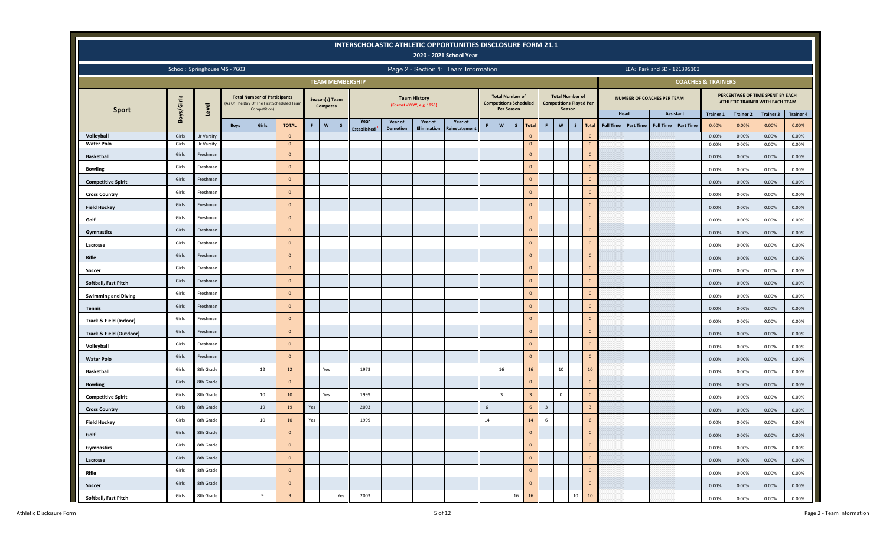# INTERSCHOLASTIC ATHLETIC OPPORTUNITIES DISCLOSURE FORM 21.1

## 2020 - 2021 School Year

School: Springhouse MS - 7603

Page 2 - Section 1: Team Information

LEA: Parkland SD - 121395103

| Sport | Boys/Girls | Level | Total Number of Participants (As Of The Day Of The First Scheduled Team Competition) | | | Season(s) Team Competes | | | Team History (Format =YYYY, e.g. 1955) | | | | Total Number of Competitions Scheduled Per Season | | | | Total Number of Competitions Played Per Season | | | | Number of Coaches Per Team: Head | | Number of Coaches Per Team: Assistant | | Percentage of Time Spent by Each Athletic Trainer with Each Team | | | |
|---|---|---|---|---|---|---|---|---|---|---|---|---|---|---|---|---|---|---|---|---|---|---|---|---|---|---|---|---|
| | | | Boys | Girls | TOTAL | F | W | S | Year Established [1] | Year of Demotion | Year of Elimination | Year of Reinstatement | F | W | S | Total | F | W | S | Total | Full Time | Part Time | Full Time | Part Time | Trainer 1 0.00% | Trainer 2 0.00% | Trainer 3 0.00% | Trainer 4 0.00% |
| Volleyball | Girls | Jr Varsity | | | 0 | | | | | | | | | | | 0 | | | | 0 | | | | | 0.00% | 0.00% | 0.00% | 0.00% |
| Water Polo | Girls | Jr Varsity | | | 0 | | | | | | | | | | | 0 | | | | 0 | | | | | 0.00% | 0.00% | 0.00% | 0.00% |
| Basketball | Girls | Freshman | | | 0 | | | | | | | | | | | 0 | | | | 0 | | | | | 0.00% | 0.00% | 0.00% | 0.00% |
| Bowling | Girls | Freshman | | | 0 | | | | | | | | | | | 0 | | | | 0 | | | | | 0.00% | 0.00% | 0.00% | 0.00% |
| Competitive Spirit | Girls | Freshman | | | 0 | | | | | | | | | | | 0 | | | | 0 | | | | | 0.00% | 0.00% | 0.00% | 0.00% |
| Cross Country | Girls | Freshman | | | 0 | | | | | | | | | | | 0 | | | | 0 | | | | | 0.00% | 0.00% | 0.00% | 0.00% |
| Field Hockey | Girls | Freshman | | | 0 | | | | | | | | | | | 0 | | | | 0 | | | | | 0.00% | 0.00% | 0.00% | 0.00% |
| Golf | Girls | Freshman | | | 0 | | | | | | | | | | | 0 | | | | 0 | | | | | 0.00% | 0.00% | 0.00% | 0.00% |
| Gymnastics | Girls | Freshman | | | 0 | | | | | | | | | | | 0 | | | | 0 | | | | | 0.00% | 0.00% | 0.00% | 0.00% |
| Lacrosse | Girls | Freshman | | | 0 | | | | | | | | | | | 0 | | | | 0 | | | | | 0.00% | 0.00% | 0.00% | 0.00% |
| Rifle | Girls | Freshman | | | 0 | | | | | | | | | | | 0 | | | | 0 | | | | | 0.00% | 0.00% | 0.00% | 0.00% |
| Soccer | Girls | Freshman | | | 0 | | | | | | | | | | | 0 | | | | 0 | | | | | 0.00% | 0.00% | 0.00% | 0.00% |
| Softball, Fast Pitch | Girls | Freshman | | | 0 | | | | | | | | | | | 0 | | | | 0 | | | | | 0.00% | 0.00% | 0.00% | 0.00% |
| Swimming and Diving | Girls | Freshman | | | 0 | | | | | | | | | | | 0 | | | | 0 | | | | | 0.00% | 0.00% | 0.00% | 0.00% |
| Tennis | Girls | Freshman | | | 0 | | | | | | | | | | | 0 | | | | 0 | | | | | 0.00% | 0.00% | 0.00% | 0.00% |
| Track & Field (Indoor) | Girls | Freshman | | | 0 | | | | | | | | | | | 0 | | | | 0 | | | | | 0.00% | 0.00% | 0.00% | 0.00% |
| Track & Field (Outdoor) | Girls | Freshman | | | 0 | | | | | | | | | | | 0 | | | | 0 | | | | | 0.00% | 0.00% | 0.00% | 0.00% |
| Volleyball | Girls | Freshman | | | 0 | | | | | | | | | | | 0 | | | | 0 | | | | | 0.00% | 0.00% | 0.00% | 0.00% |
| Water Polo | Girls | Freshman | | | 0 | | | | | | | | | | | 0 | | | | 0 | | | | | 0.00% | 0.00% | 0.00% | 0.00% |
| Basketball | Girls | 8th Grade | | 12 | 12 | | Yes | | 1973 | | | | | 16 | | 16 | | 10 | | 10 | | | | | 0.00% | 0.00% | 0.00% | 0.00% |
| Bowling | Girls | 8th Grade | | | 0 | | | | | | | | | | | 0 | | | | 0 | | | | | 0.00% | 0.00% | 0.00% | 0.00% |
| Competitive Spirit | Girls | 8th Grade | | 10 | 10 | | Yes | | 1999 | | | | | 3 | | 3 | | 0 | | 0 | | | | | 0.00% | 0.00% | 0.00% | 0.00% |
| Cross Country | Girls | 8th Grade | | 19 | 19 | Yes | | | 2003 | | | | 6 | | | 6 | 3 | | | 3 | | | | | 0.00% | 0.00% | 0.00% | 0.00% |
| Field Hockey | Girls | 8th Grade | | 10 | 10 | Yes | | | 1999 | | | | 14 | | | 14 | 6 | | | 6 | | | | | 0.00% | 0.00% | 0.00% | 0.00% |
| Golf | Girls | 8th Grade | | | 0 | | | | | | | | | | | 0 | | | | 0 | | | | | 0.00% | 0.00% | 0.00% | 0.00% |
| Gymnastics | Girls | 8th Grade | | | 0 | | | | | | | | | | | 0 | | | | 0 | | | | | 0.00% | 0.00% | 0.00% | 0.00% |
| Lacrosse | Girls | 8th Grade | | | 0 | | | | | | | | | | | 0 | | | | 0 | | | | | 0.00% | 0.00% | 0.00% | 0.00% |
| Rifle | Girls | 8th Grade | | | 0 | | | | | | | | | | | 0 | | | | 0 | | | | | 0.00% | 0.00% | 0.00% | 0.00% |
| Soccer | Girls | 8th Grade | | | 0 | | | | | | | | | | | 0 | | | | 0 | | | | | 0.00% | 0.00% | 0.00% | 0.00% |
| Softball, Fast Pitch | Girls | 8th Grade | | 9 | 9 | | | Yes | 2003 | | | | | | 16 | 16 | | | 10 | 10 | | | | | 0.00% | 0.00% | 0.00% | 0.00% |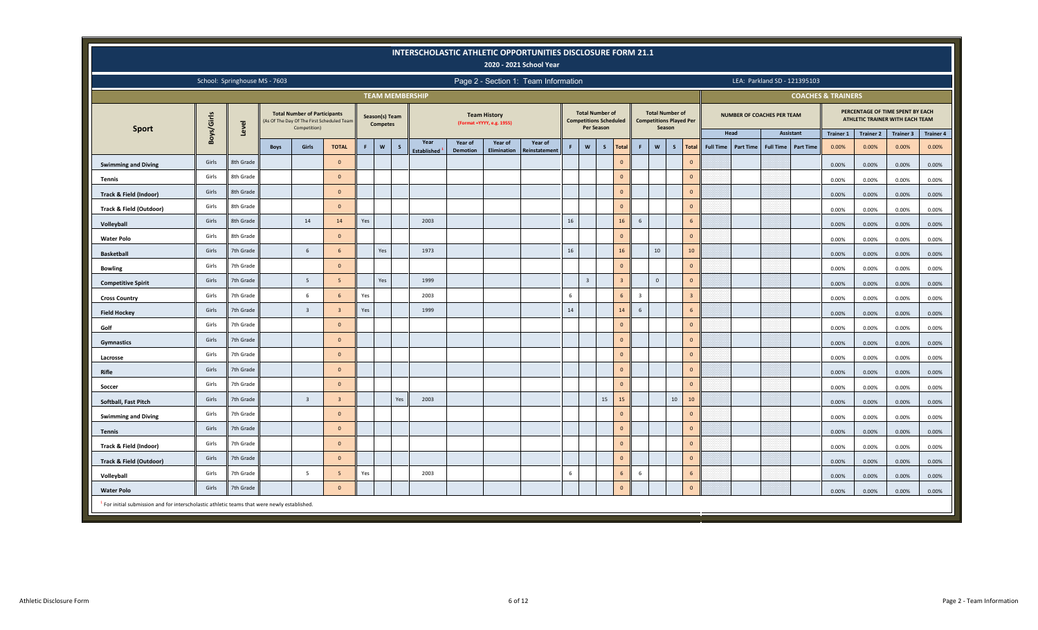# INTERSCHOLASTIC ATHLETIC OPPORTUNITIES DISCLOSURE FORM 21.1

## 2020 - 2021 School Year

School: Springhouse MS - 7603

Page 2 - Section 1: Team Information

LEA: Parkland SD - 121395103

| Sport | Boys/Girls | Level | Total Number of Participants (As Of The Day Of The First Scheduled Team Competition) | | | Season(s) Team Competes | | | Team History (Format =YYYY, e.g. 1955) | | | | Total Number of Competitions Scheduled Per Season | | | | Total Number of Competitions Played Per Season | | | | Number of Coaches Per Team | | | | Percentage of Time Spent by Each Athletic Trainer with Each Team | | | |
|---|---|---|---|---|---|---|---|---|---|---|---|---|---|---|---|---|---|---|---|---|---|---|---|---|---|---|---|---|
| | | | | | | | | | | | | | | | | | | | | | Head | | Assistant | | Trainer 1 | Trainer 2 | Trainer 3 | Trainer 4 |
| | | | Boys | Girls | TOTAL | F | W | S | Year Established[1] | Year of Demotion | Year of Elimination | Year of Reinstatement | F | W | S | Total | F | W | S | Total | Full Time | Part Time | Full Time | Part Time | 0.00% | 0.00% | 0.00% | 0.00% |
| Swimming and Diving | Girls | 8th Grade | | | 0 | | | | | | | | | | | 0 | | | | 0 | | | | | 0.00% | 0.00% | 0.00% | 0.00% |
| Tennis | Girls | 8th Grade | | | 0 | | | | | | | | | | | 0 | | | | 0 | | | | | 0.00% | 0.00% | 0.00% | 0.00% |
| Track & Field (Indoor) | Girls | 8th Grade | | | 0 | | | | | | | | | | | 0 | | | | 0 | | | | | 0.00% | 0.00% | 0.00% | 0.00% |
| Track & Field (Outdoor) | Girls | 8th Grade | | | 0 | | | | | | | | | | | 0 | | | | 0 | | | | | 0.00% | 0.00% | 0.00% | 0.00% |
| Volleyball | Girls | 8th Grade | | 14 | 14 | Yes | | | 2003 | | | | 16 | | | 16 | 6 | | | 6 | | | | | 0.00% | 0.00% | 0.00% | 0.00% |
| Water Polo | Girls | 8th Grade | | | 0 | | | | | | | | | | | 0 | | | | 0 | | | | | 0.00% | 0.00% | 0.00% | 0.00% |
| Basketball | Girls | 7th Grade | | 6 | 6 | | Yes | | 1973 | | | | 16 | | | 16 | | 10 | | 10 | | | | | 0.00% | 0.00% | 0.00% | 0.00% |
| Bowling | Girls | 7th Grade | | | 0 | | | | | | | | | | | 0 | | | | 0 | | | | | 0.00% | 0.00% | 0.00% | 0.00% |
| Competitive Spirit | Girls | 7th Grade | | 5 | 5 | | Yes | | 1999 | | | | | 3 | | 3 | | 0 | | 0 | | | | | 0.00% | 0.00% | 0.00% | 0.00% |
| Cross Country | Girls | 7th Grade | | 6 | 6 | Yes | | | 2003 | | | | 6 | | | 6 | 3 | | | 3 | | | | | 0.00% | 0.00% | 0.00% | 0.00% |
| Field Hockey | Girls | 7th Grade | | 3 | 3 | Yes | | | 1999 | | | | 14 | | | 14 | 6 | | | 6 | | | | | 0.00% | 0.00% | 0.00% | 0.00% |
| Golf | Girls | 7th Grade | | | 0 | | | | | | | | | | | 0 | | | | 0 | | | | | 0.00% | 0.00% | 0.00% | 0.00% |
| Gymnastics | Girls | 7th Grade | | | 0 | | | | | | | | | | | 0 | | | | 0 | | | | | 0.00% | 0.00% | 0.00% | 0.00% |
| Lacrosse | Girls | 7th Grade | | | 0 | | | | | | | | | | | 0 | | | | 0 | | | | | 0.00% | 0.00% | 0.00% | 0.00% |
| Rifle | Girls | 7th Grade | | | 0 | | | | | | | | | | | 0 | | | | 0 | | | | | 0.00% | 0.00% | 0.00% | 0.00% |
| Soccer | Girls | 7th Grade | | | 0 | | | | | | | | | | | 0 | | | | 0 | | | | | 0.00% | 0.00% | 0.00% | 0.00% |
| Softball, Fast Pitch | Girls | 7th Grade | | 3 | 3 | | | Yes | 2003 | | | | | | 15 | 15 | | | 10 | 10 | | | | | 0.00% | 0.00% | 0.00% | 0.00% |
| Swimming and Diving | Girls | 7th Grade | | | 0 | | | | | | | | | | | 0 | | | | 0 | | | | | 0.00% | 0.00% | 0.00% | 0.00% |
| Tennis | Girls | 7th Grade | | | 0 | | | | | | | | | | | 0 | | | | 0 | | | | | 0.00% | 0.00% | 0.00% | 0.00% |
| Track & Field (Indoor) | Girls | 7th Grade | | | 0 | | | | | | | | | | | 0 | | | | 0 | | | | | 0.00% | 0.00% | 0.00% | 0.00% |
| Track & Field (Outdoor) | Girls | 7th Grade | | | 0 | | | | | | | | | | | 0 | | | | 0 | | | | | 0.00% | 0.00% | 0.00% | 0.00% |
| Volleyball | Girls | 7th Grade | | 5 | 5 | Yes | | | 2003 | | | | 6 | | | 6 | 6 | | | 6 | | | | | 0.00% | 0.00% | 0.00% | 0.00% |
| Water Polo | Girls | 7th Grade | | | 0 | | | | | | | | | | | 0 | | | | 0 | | | | | 0.00% | 0.00% | 0.00% | 0.00% |

[1] For initial submission and for interscholastic athletic teams that were newly established.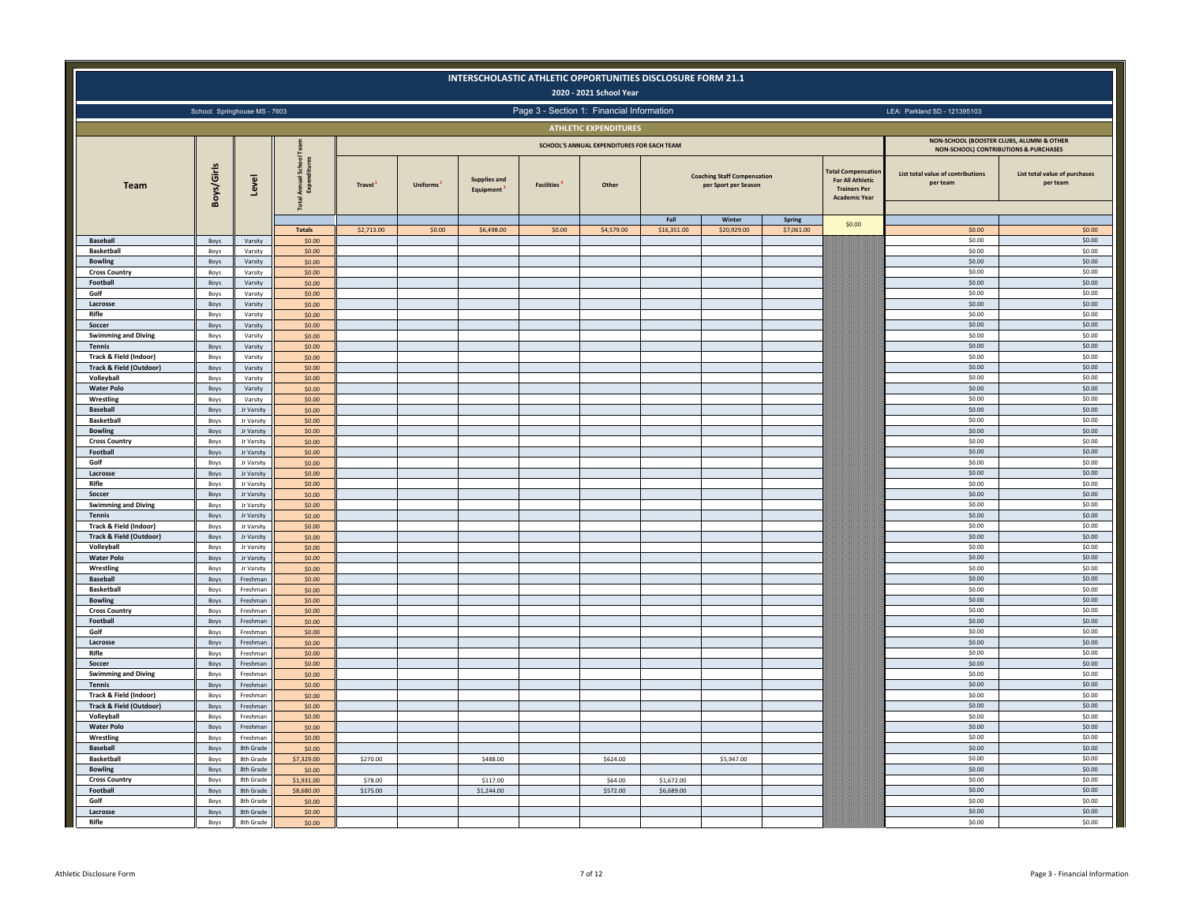# INTERSCHOLASTIC ATHLETIC OPPORTUNITIES DISCLOSURE FORM 21.1

## 2020 - 2021 School Year

School: Springhouse MS - 7603

Page 3 - Section 1: Financial Information

LEA: Parkland SD - 121395103

### ATHLETIC EXPENDITURES

| Team | Boys/Girls | Level | Total Annual School Team Expenditures | SCHOOL'S ANNUAL EXPENDITURES FOR EACH TEAM | | | | | | | | | NON-SCHOOL (BOOSTER CLUBS, ALUMNI & OTHER NON-SCHOOL) CONTRIBUTIONS & PURCHASES | |
|---|---|---|---|---|---|---|---|---|---|---|---|---|---|---|
| | | | | Travel [1] | Uniforms [2] | Supplies and Equipment [3] | Facilities [4] | Other | Coaching Staff Compensation per Sport per Season | | | Total Compensation For All Athletic Trainers Per Academic Year | List total value of contributions per team | List total value of purchases per team |
| | | | | | | | | | Fall | Winter | Spring | | | |
| | | | Totals | $2,713.00 | $0.00 | $6,498.00 | $0.00 | $4,579.00 | $16,351.00 | $20,929.00 | $7,061.00 | $0.00 | $0.00 | $0.00 |
| Baseball | Boys | Varsity | $0.00 | | | | | | | | | | $0.00 | $0.00 |
| Basketball | Boys | Varsity | $0.00 | | | | | | | | | | $0.00 | $0.00 |
| Bowling | Boys | Varsity | $0.00 | | | | | | | | | | $0.00 | $0.00 |
| Cross Country | Boys | Varsity | $0.00 | | | | | | | | | | $0.00 | $0.00 |
| Football | Boys | Varsity | $0.00 | | | | | | | | | | $0.00 | $0.00 |
| Golf | Boys | Varsity | $0.00 | | | | | | | | | | $0.00 | $0.00 |
| Lacrosse | Boys | Varsity | $0.00 | | | | | | | | | | $0.00 | $0.00 |
| Rifle | Boys | Varsity | $0.00 | | | | | | | | | | $0.00 | $0.00 |
| Soccer | Boys | Varsity | $0.00 | | | | | | | | | | $0.00 | $0.00 |
| Swimming and Diving | Boys | Varsity | $0.00 | | | | | | | | | | $0.00 | $0.00 |
| Tennis | Boys | Varsity | $0.00 | | | | | | | | | | $0.00 | $0.00 |
| Track & Field (Indoor) | Boys | Varsity | $0.00 | | | | | | | | | | $0.00 | $0.00 |
| Track & Field (Outdoor) | Boys | Varsity | $0.00 | | | | | | | | | | $0.00 | $0.00 |
| Volleyball | Boys | Varsity | $0.00 | | | | | | | | | | $0.00 | $0.00 |
| Water Polo | Boys | Varsity | $0.00 | | | | | | | | | | $0.00 | $0.00 |
| Wrestling | Boys | Varsity | $0.00 | | | | | | | | | | $0.00 | $0.00 |
| Baseball | Boys | Jr Varsity | $0.00 | | | | | | | | | | $0.00 | $0.00 |
| Basketball | Boys | Jr Varsity | $0.00 | | | | | | | | | | $0.00 | $0.00 |
| Bowling | Boys | Jr Varsity | $0.00 | | | | | | | | | | $0.00 | $0.00 |
| Cross Country | Boys | Jr Varsity | $0.00 | | | | | | | | | | $0.00 | $0.00 |
| Football | Boys | Jr Varsity | $0.00 | | | | | | | | | | $0.00 | $0.00 |
| Golf | Boys | Jr Varsity | $0.00 | | | | | | | | | | $0.00 | $0.00 |
| Lacrosse | Boys | Jr Varsity | $0.00 | | | | | | | | | | $0.00 | $0.00 |
| Rifle | Boys | Jr Varsity | $0.00 | | | | | | | | | | $0.00 | $0.00 |
| Soccer | Boys | Jr Varsity | $0.00 | | | | | | | | | | $0.00 | $0.00 |
| Swimming and Diving | Boys | Jr Varsity | $0.00 | | | | | | | | | | $0.00 | $0.00 |
| Tennis | Boys | Jr Varsity | $0.00 | | | | | | | | | | $0.00 | $0.00 |
| Track & Field (Indoor) | Boys | Jr Varsity | $0.00 | | | | | | | | | | $0.00 | $0.00 |
| Track & Field (Outdoor) | Boys | Jr Varsity | $0.00 | | | | | | | | | | $0.00 | $0.00 |
| Volleyball | Boys | Jr Varsity | $0.00 | | | | | | | | | | $0.00 | $0.00 |
| Water Polo | Boys | Jr Varsity | $0.00 | | | | | | | | | | $0.00 | $0.00 |
| Wrestling | Boys | Jr Varsity | $0.00 | | | | | | | | | | $0.00 | $0.00 |
| Baseball | Boys | Freshman | $0.00 | | | | | | | | | | $0.00 | $0.00 |
| Basketball | Boys | Freshman | $0.00 | | | | | | | | | | $0.00 | $0.00 |
| Bowling | Boys | Freshman | $0.00 | | | | | | | | | | $0.00 | $0.00 |
| Cross Country | Boys | Freshman | $0.00 | | | | | | | | | | $0.00 | $0.00 |
| Football | Boys | Freshman | $0.00 | | | | | | | | | | $0.00 | $0.00 |
| Golf | Boys | Freshman | $0.00 | | | | | | | | | | $0.00 | $0.00 |
| Lacrosse | Boys | Freshman | $0.00 | | | | | | | | | | $0.00 | $0.00 |
| Rifle | Boys | Freshman | $0.00 | | | | | | | | | | $0.00 | $0.00 |
| Soccer | Boys | Freshman | $0.00 | | | | | | | | | | $0.00 | $0.00 |
| Swimming and Diving | Boys | Freshman | $0.00 | | | | | | | | | | $0.00 | $0.00 |
| Tennis | Boys | Freshman | $0.00 | | | | | | | | | | $0.00 | $0.00 |
| Track & Field (Indoor) | Boys | Freshman | $0.00 | | | | | | | | | | $0.00 | $0.00 |
| Track & Field (Outdoor) | Boys | Freshman | $0.00 | | | | | | | | | | $0.00 | $0.00 |
| Volleyball | Boys | Freshman | $0.00 | | | | | | | | | | $0.00 | $0.00 |
| Water Polo | Boys | Freshman | $0.00 | | | | | | | | | | $0.00 | $0.00 |
| Wrestling | Boys | Freshman | $0.00 | | | | | | | | | | $0.00 | $0.00 |
| Baseball | Boys | 8th Grade | $0.00 | | | | | | | | | | $0.00 | $0.00 |
| Basketball | Boys | 8th Grade | $7,329.00 | $270.00 | | $488.00 | | $624.00 | | $5,947.00 | | | $0.00 | $0.00 |
| Bowling | Boys | 8th Grade | $0.00 | | | | | | | | | | $0.00 | $0.00 |
| Cross Country | Boys | 8th Grade | $1,931.00 | $78.00 | | $117.00 | | $64.00 | $1,672.00 | | | | $0.00 | $0.00 |
| Football | Boys | 8th Grade | $8,680.00 | $175.00 | | $1,244.00 | | $572.00 | $6,689.00 | | | | $0.00 | $0.00 |
| Golf | Boys | 8th Grade | $0.00 | | | | | | | | | | $0.00 | $0.00 |
| Lacrosse | Boys | 8th Grade | $0.00 | | | | | | | | | | $0.00 | $0.00 |
| Rifle | Boys | 8th Grade | $0.00 | | | | | | | | | | $0.00 | $0.00 |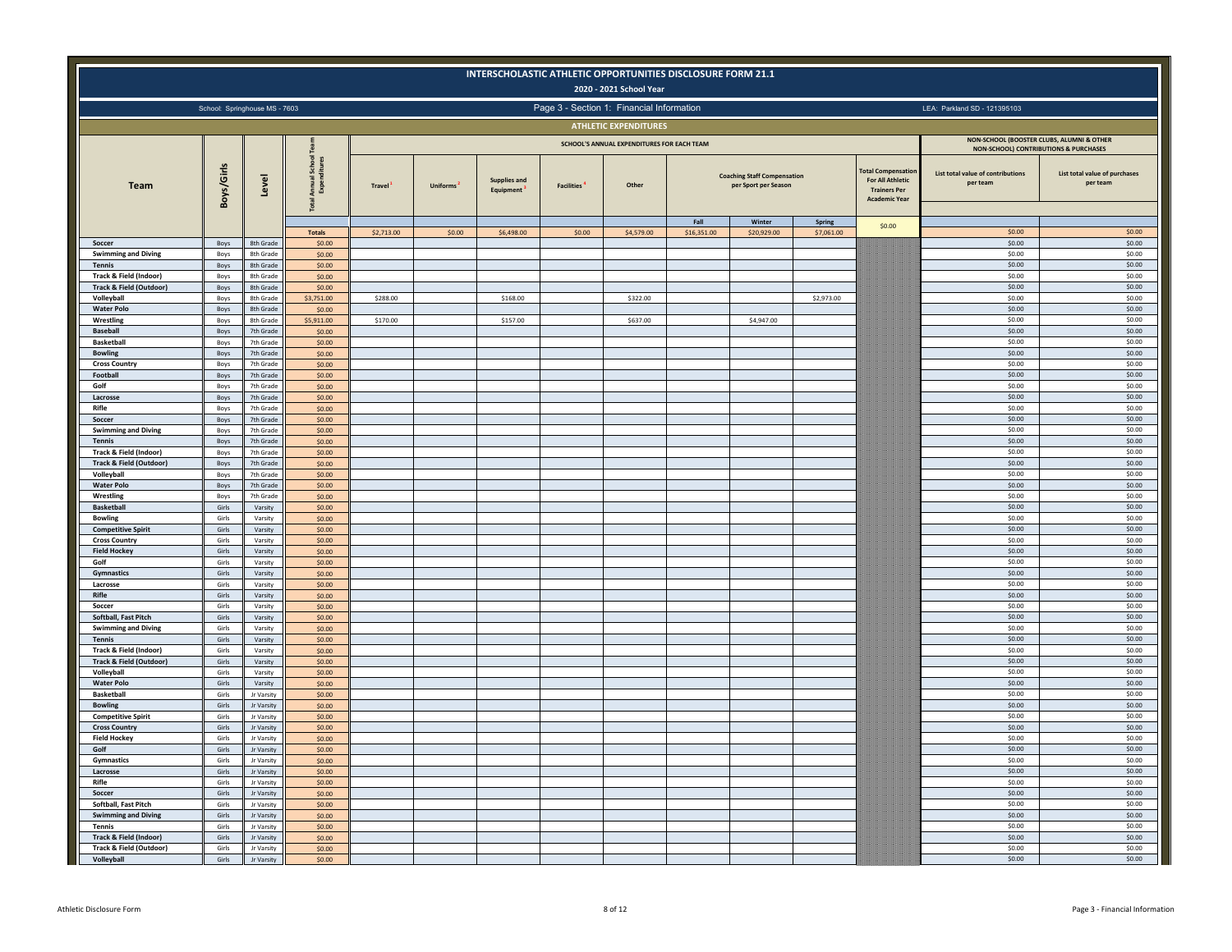# INTERSCHOLASTIC ATHLETIC OPPORTUNITIES DISCLOSURE FORM 21.1

## 2020 - 2021 School Year

School: Springhouse MS - 7603

Page 3 - Section 1: Financial Information

LEA: Parkland SD - 121395103

### ATHLETIC EXPENDITURES

| Team | Boys/Girls | Level | Total Annual School Team Expenditures | SCHOOL'S ANNUAL EXPENDITURES FOR EACH TEAM | | | | | | | | Total Compensation For All Athletic Trainers Per Academic Year | NON-SCHOOL (BOOSTER CLUBS, ALUMNI & OTHER NON-SCHOOL) CONTRIBUTIONS & PURCHASES | |
|---|---|---|---|---|---|---|---|---|---|---|---|---|---|---|
| | | | | Travel [1] | Uniforms [2] | Supplies and Equipment [3] | Facilities [4] | Other | Coaching Staff Compensation per Sport per Season | | | | List total value of contributions per team | List total value of purchases per team |
| | | | | | | | | | Fall | Winter | Spring | | | |
| | | | Totals | $2,713.00 | $0.00 | $6,498.00 | $0.00 | $4,579.00 | $16,351.00 | $20,929.00 | $7,061.00 | $0.00 | $0.00 | $0.00 |
| Soccer | Boys | 8th Grade | $0.00 | | | | | | | | | | $0.00 | $0.00 |
| Swimming and Diving | Boys | 8th Grade | $0.00 | | | | | | | | | | $0.00 | $0.00 |
| Tennis | Boys | 8th Grade | $0.00 | | | | | | | | | | $0.00 | $0.00 |
| Track & Field (Indoor) | Boys | 8th Grade | $0.00 | | | | | | | | | | $0.00 | $0.00 |
| Track & Field (Outdoor) | Boys | 8th Grade | $0.00 | | | | | | | | | | $0.00 | $0.00 |
| Volleyball | Boys | 8th Grade | $3,751.00 | $288.00 | | $168.00 | | $322.00 | | | $2,973.00 | | $0.00 | $0.00 |
| Water Polo | Boys | 8th Grade | $0.00 | | | | | | | | | | $0.00 | $0.00 |
| Wrestling | Boys | 8th Grade | $5,911.00 | $170.00 | | $157.00 | | $637.00 | | $4,947.00 | | | $0.00 | $0.00 |
| Baseball | Boys | 7th Grade | $0.00 | | | | | | | | | | $0.00 | $0.00 |
| Basketball | Boys | 7th Grade | $0.00 | | | | | | | | | | $0.00 | $0.00 |
| Bowling | Boys | 7th Grade | $0.00 | | | | | | | | | | $0.00 | $0.00 |
| Cross Country | Boys | 7th Grade | $0.00 | | | | | | | | | | $0.00 | $0.00 |
| Football | Boys | 7th Grade | $0.00 | | | | | | | | | | $0.00 | $0.00 |
| Golf | Boys | 7th Grade | $0.00 | | | | | | | | | | $0.00 | $0.00 |
| Lacrosse | Boys | 7th Grade | $0.00 | | | | | | | | | | $0.00 | $0.00 |
| Rifle | Boys | 7th Grade | $0.00 | | | | | | | | | | $0.00 | $0.00 |
| Soccer | Boys | 7th Grade | $0.00 | | | | | | | | | | $0.00 | $0.00 |
| Swimming and Diving | Boys | 7th Grade | $0.00 | | | | | | | | | | $0.00 | $0.00 |
| Tennis | Boys | 7th Grade | $0.00 | | | | | | | | | | $0.00 | $0.00 |
| Track & Field (Indoor) | Boys | 7th Grade | $0.00 | | | | | | | | | | $0.00 | $0.00 |
| Track & Field (Outdoor) | Boys | 7th Grade | $0.00 | | | | | | | | | | $0.00 | $0.00 |
| Volleyball | Boys | 7th Grade | $0.00 | | | | | | | | | | $0.00 | $0.00 |
| Water Polo | Boys | 7th Grade | $0.00 | | | | | | | | | | $0.00 | $0.00 |
| Wrestling | Boys | 7th Grade | $0.00 | | | | | | | | | | $0.00 | $0.00 |
| Basketball | Girls | Varsity | $0.00 | | | | | | | | | | $0.00 | $0.00 |
| Bowling | Girls | Varsity | $0.00 | | | | | | | | | | $0.00 | $0.00 |
| Competitive Spirit | Girls | Varsity | $0.00 | | | | | | | | | | $0.00 | $0.00 |
| Cross Country | Girls | Varsity | $0.00 | | | | | | | | | | $0.00 | $0.00 |
| Field Hockey | Girls | Varsity | $0.00 | | | | | | | | | | $0.00 | $0.00 |
| Golf | Girls | Varsity | $0.00 | | | | | | | | | | $0.00 | $0.00 |
| Gymnastics | Girls | Varsity | $0.00 | | | | | | | | | | $0.00 | $0.00 |
| Lacrosse | Girls | Varsity | $0.00 | | | | | | | | | | $0.00 | $0.00 |
| Rifle | Girls | Varsity | $0.00 | | | | | | | | | | $0.00 | $0.00 |
| Soccer | Girls | Varsity | $0.00 | | | | | | | | | | $0.00 | $0.00 |
| Softball, Fast Pitch | Girls | Varsity | $0.00 | | | | | | | | | | $0.00 | $0.00 |
| Swimming and Diving | Girls | Varsity | $0.00 | | | | | | | | | | $0.00 | $0.00 |
| Tennis | Girls | Varsity | $0.00 | | | | | | | | | | $0.00 | $0.00 |
| Track & Field (Indoor) | Girls | Varsity | $0.00 | | | | | | | | | | $0.00 | $0.00 |
| Track & Field (Outdoor) | Girls | Varsity | $0.00 | | | | | | | | | | $0.00 | $0.00 |
| Volleyball | Girls | Varsity | $0.00 | | | | | | | | | | $0.00 | $0.00 |
| Water Polo | Girls | Varsity | $0.00 | | | | | | | | | | $0.00 | $0.00 |
| Basketball | Girls | Jr Varsity | $0.00 | | | | | | | | | | $0.00 | $0.00 |
| Bowling | Girls | Jr Varsity | $0.00 | | | | | | | | | | $0.00 | $0.00 |
| Competitive Spirit | Girls | Jr Varsity | $0.00 | | | | | | | | | | $0.00 | $0.00 |
| Cross Country | Girls | Jr Varsity | $0.00 | | | | | | | | | | $0.00 | $0.00 |
| Field Hockey | Girls | Jr Varsity | $0.00 | | | | | | | | | | $0.00 | $0.00 |
| Golf | Girls | Jr Varsity | $0.00 | | | | | | | | | | $0.00 | $0.00 |
| Gymnastics | Girls | Jr Varsity | $0.00 | | | | | | | | | | $0.00 | $0.00 |
| Lacrosse | Girls | Jr Varsity | $0.00 | | | | | | | | | | $0.00 | $0.00 |
| Rifle | Girls | Jr Varsity | $0.00 | | | | | | | | | | $0.00 | $0.00 |
| Soccer | Girls | Jr Varsity | $0.00 | | | | | | | | | | $0.00 | $0.00 |
| Softball, Fast Pitch | Girls | Jr Varsity | $0.00 | | | | | | | | | | $0.00 | $0.00 |
| Swimming and Diving | Girls | Jr Varsity | $0.00 | | | | | | | | | | $0.00 | $0.00 |
| Tennis | Girls | Jr Varsity | $0.00 | | | | | | | | | | $0.00 | $0.00 |
| Track & Field (Indoor) | Girls | Jr Varsity | $0.00 | | | | | | | | | | $0.00 | $0.00 |
| Track & Field (Outdoor) | Girls | Jr Varsity | $0.00 | | | | | | | | | | $0.00 | $0.00 |
| Volleyball | Girls | Jr Varsity | $0.00 | | | | | | | | | | $0.00 | $0.00 |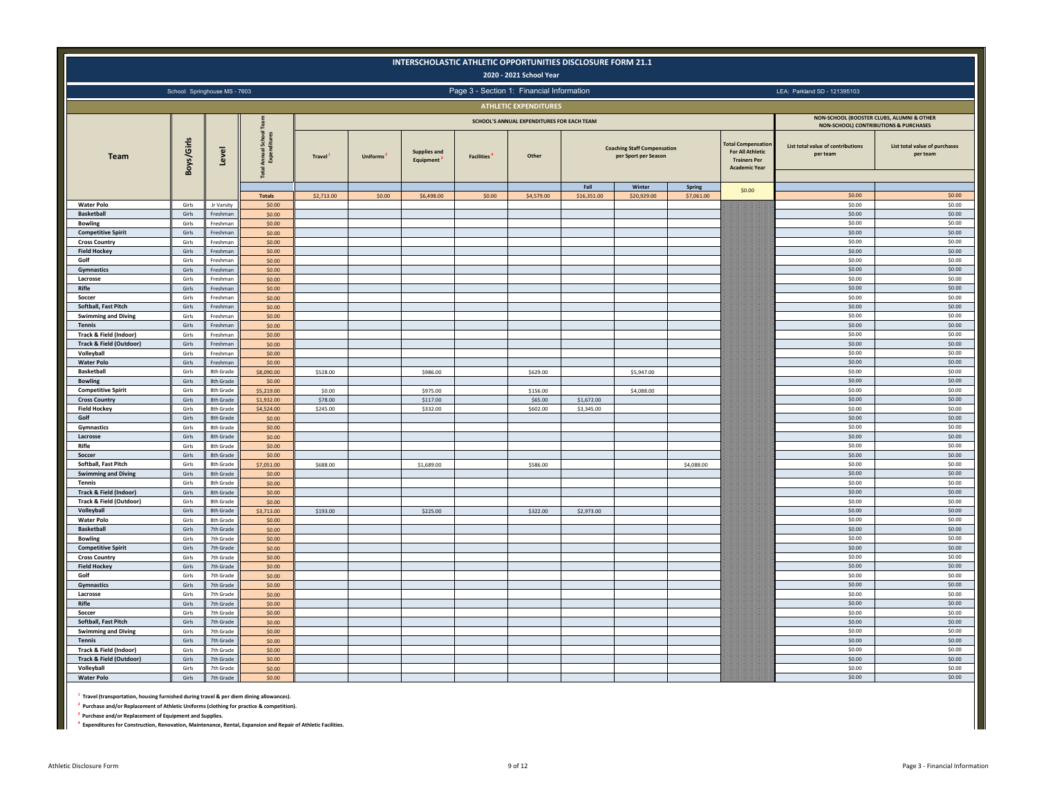# INTERSCHOLASTIC ATHLETIC OPPORTUNITIES DISCLOSURE FORM 21.1

## 2020 - 2021 School Year

School: Springhouse MS - 7603

Page 3 - Section 1: Financial Information

LEA: Parkland SD - 121395103

### ATHLETIC EXPENDITURES

| Team | Boys/Girls | Level | Total Annual School Team Expenditures | SCHOOL'S ANNUAL EXPENDITURES FOR EACH TEAM | | | | | | | | | NON-SCHOOL (BOOSTER CLUBS, ALUMNI & OTHER NON-SCHOOL) CONTRIBUTIONS & PURCHASES | |
|---|---|---|---|---|---|---|---|---|---|---|---|---|---|---|
| | | | | Travel [1] | Uniforms [2] | Supplies and Equipment [3] | Facilities [4] | Other | Coaching Staff Compensation per Sport per Season | | | Total Compensation For All Athletic Trainers Per Academic Year | List total value of contributions per team | List total value of purchases per team |
| | | | | | | | | | Fall | Winter | Spring | | | |
| | | | Totals | $2,713.00 | $0.00 | $6,498.00 | $0.00 | $4,579.00 | $16,351.00 | $20,929.00 | $7,061.00 | $0.00 | $0.00 | $0.00 |
| Water Polo | Girls | Jr Varsity | $0.00 | | | | | | | | | | $0.00 | $0.00 |
| Basketball | Girls | Freshman | $0.00 | | | | | | | | | | $0.00 | $0.00 |
| Bowling | Girls | Freshman | $0.00 | | | | | | | | | | $0.00 | $0.00 |
| Competitive Spirit | Girls | Freshman | $0.00 | | | | | | | | | | $0.00 | $0.00 |
| Cross Country | Girls | Freshman | $0.00 | | | | | | | | | | $0.00 | $0.00 |
| Field Hockey | Girls | Freshman | $0.00 | | | | | | | | | | $0.00 | $0.00 |
| Golf | Girls | Freshman | $0.00 | | | | | | | | | | $0.00 | $0.00 |
| Gymnastics | Girls | Freshman | $0.00 | | | | | | | | | | $0.00 | $0.00 |
| Lacrosse | Girls | Freshman | $0.00 | | | | | | | | | | $0.00 | $0.00 |
| Rifle | Girls | Freshman | $0.00 | | | | | | | | | | $0.00 | $0.00 |
| Soccer | Girls | Freshman | $0.00 | | | | | | | | | | $0.00 | $0.00 |
| Softball, Fast Pitch | Girls | Freshman | $0.00 | | | | | | | | | | $0.00 | $0.00 |
| Swimming and Diving | Girls | Freshman | $0.00 | | | | | | | | | | $0.00 | $0.00 |
| Tennis | Girls | Freshman | $0.00 | | | | | | | | | | $0.00 | $0.00 |
| Track & Field (Indoor) | Girls | Freshman | $0.00 | | | | | | | | | | $0.00 | $0.00 |
| Track & Field (Outdoor) | Girls | Freshman | $0.00 | | | | | | | | | | $0.00 | $0.00 |
| Volleyball | Girls | Freshman | $0.00 | | | | | | | | | | $0.00 | $0.00 |
| Water Polo | Girls | Freshman | $0.00 | | | | | | | | | | $0.00 | $0.00 |
| Basketball | Girls | 8th Grade | $8,090.00 | $528.00 | | $986.00 | | $629.00 | | $5,947.00 | | | $0.00 | $0.00 |
| Bowling | Girls | 8th Grade | $0.00 | | | | | | | | | | $0.00 | $0.00 |
| Competitive Spirit | Girls | 8th Grade | $5,219.00 | $0.00 | | $975.00 | | $156.00 | | $4,088.00 | | | $0.00 | $0.00 |
| Cross Country | Girls | 8th Grade | $1,932.00 | $78.00 | | $117.00 | | $65.00 | $1,672.00 | | | | $0.00 | $0.00 |
| Field Hockey | Girls | 8th Grade | $4,524.00 | $245.00 | | $332.00 | | $602.00 | $3,345.00 | | | | $0.00 | $0.00 |
| Golf | Girls | 8th Grade | $0.00 | | | | | | | | | | $0.00 | $0.00 |
| Gymnastics | Girls | 8th Grade | $0.00 | | | | | | | | | | $0.00 | $0.00 |
| Lacrosse | Girls | 8th Grade | $0.00 | | | | | | | | | | $0.00 | $0.00 |
| Rifle | Girls | 8th Grade | $0.00 | | | | | | | | | | $0.00 | $0.00 |
| Soccer | Girls | 8th Grade | $0.00 | | | | | | | | | | $0.00 | $0.00 |
| Softball, Fast Pitch | Girls | 8th Grade | $7,051.00 | $688.00 | | $1,689.00 | | $586.00 | | | $4,088.00 | | $0.00 | $0.00 |
| Swimming and Diving | Girls | 8th Grade | $0.00 | | | | | | | | | | $0.00 | $0.00 |
| Tennis | Girls | 8th Grade | $0.00 | | | | | | | | | | $0.00 | $0.00 |
| Track & Field (Indoor) | Girls | 8th Grade | $0.00 | | | | | | | | | | $0.00 | $0.00 |
| Track & Field (Outdoor) | Girls | 8th Grade | $0.00 | | | | | | | | | | $0.00 | $0.00 |
| Volleyball | Girls | 8th Grade | $3,713.00 | $193.00 | | $225.00 | | $322.00 | $2,973.00 | | | | $0.00 | $0.00 |
| Water Polo | Girls | 8th Grade | $0.00 | | | | | | | | | | $0.00 | $0.00 |
| Basketball | Girls | 7th Grade | $0.00 | | | | | | | | | | $0.00 | $0.00 |
| Bowling | Girls | 7th Grade | $0.00 | | | | | | | | | | $0.00 | $0.00 |
| Competitive Spirit | Girls | 7th Grade | $0.00 | | | | | | | | | | $0.00 | $0.00 |
| Cross Country | Girls | 7th Grade | $0.00 | | | | | | | | | | $0.00 | $0.00 |
| Field Hockey | Girls | 7th Grade | $0.00 | | | | | | | | | | $0.00 | $0.00 |
| Golf | Girls | 7th Grade | $0.00 | | | | | | | | | | $0.00 | $0.00 |
| Gymnastics | Girls | 7th Grade | $0.00 | | | | | | | | | | $0.00 | $0.00 |
| Lacrosse | Girls | 7th Grade | $0.00 | | | | | | | | | | $0.00 | $0.00 |
| Rifle | Girls | 7th Grade | $0.00 | | | | | | | | | | $0.00 | $0.00 |
| Soccer | Girls | 7th Grade | $0.00 | | | | | | | | | | $0.00 | $0.00 |
| Softball, Fast Pitch | Girls | 7th Grade | $0.00 | | | | | | | | | | $0.00 | $0.00 |
| Swimming and Diving | Girls | 7th Grade | $0.00 | | | | | | | | | | $0.00 | $0.00 |
| Tennis | Girls | 7th Grade | $0.00 | | | | | | | | | | $0.00 | $0.00 |
| Track & Field (Indoor) | Girls | 7th Grade | $0.00 | | | | | | | | | | $0.00 | $0.00 |
| Track & Field (Outdoor) | Girls | 7th Grade | $0.00 | | | | | | | | | | $0.00 | $0.00 |
| Volleyball | Girls | 7th Grade | $0.00 | | | | | | | | | | $0.00 | $0.00 |
| Water Polo | Girls | 7th Grade | $0.00 | | | | | | | | | | $0.00 | $0.00 |

[1] **Travel (transportation, housing furnished during travel & per diem dining allowances).**

[2] **Purchase and/or Replacement of Athletic Uniforms (clothing for practice & competition).**

[3] **Purchase and/or Replacement of Equipment and Supplies.**

[4] **Expenditures for Construction, Renovation, Maintenance, Rental, Expansion and Repair of Athletic Facilities.**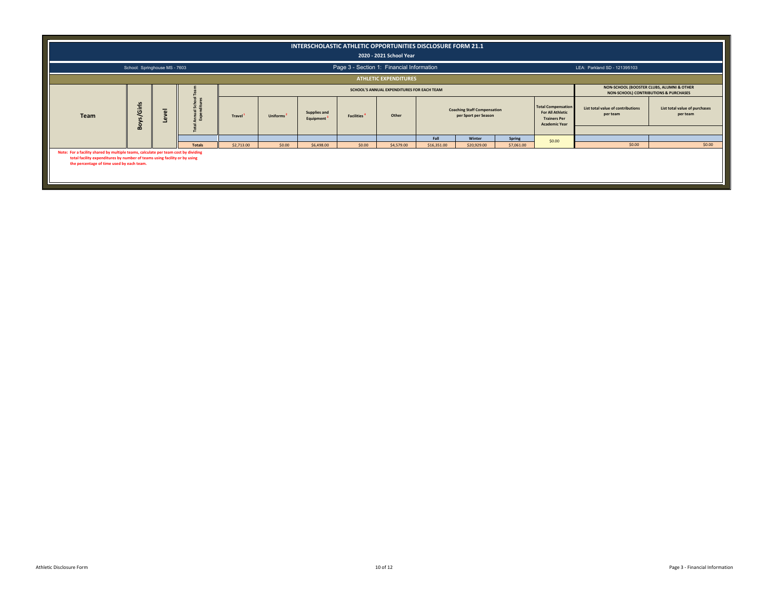# INTERSCHOLASTIC ATHLETIC OPPORTUNITIES DISCLOSURE FORM 21.1

## 2020 - 2021 School Year

School: Springhouse MS - 7603

Page 3 - Section 1: Financial Information

LEA: Parkland SD - 121395103

### ATHLETIC EXPENDITURES

| Team | Boys/Girls | Level | Total Annual School Team Expenditures | SCHOOL'S ANNUAL EXPENDITURES FOR EACH TEAM | | | | | | | | | NON-SCHOOL (BOOSTER CLUBS, ALUMNI & OTHER NON-SCHOOL) CONTRIBUTIONS & PURCHASES | |
|---|---|---|---|---|---|---|---|---|---|---|---|---|---|---|
| | | | | Travel [1] | Uniforms [2] | Supplies and Equipment [3] | Facilities [4] | Other | Coaching Staff Compensation per Sport per Season | | | Total Compensation For All Athletic Trainers Per Academic Year | List total value of contributions per team | List total value of purchases per team |
| | | | | | | | | | Fall | Winter | Spring | | | |
| | | | Totals | $2,713.00 | $0.00 | $6,498.00 | $0.00 | $4,579.00 | $16,351.00 | $20,929.00 | $7,061.00 | $0.00 | $0.00 | $0.00 |

**Note: For a facility shared by multiple teams, calculate per team cost by dividing total facility expenditures by number of teams using facility or by using the percentage of time used by each team.**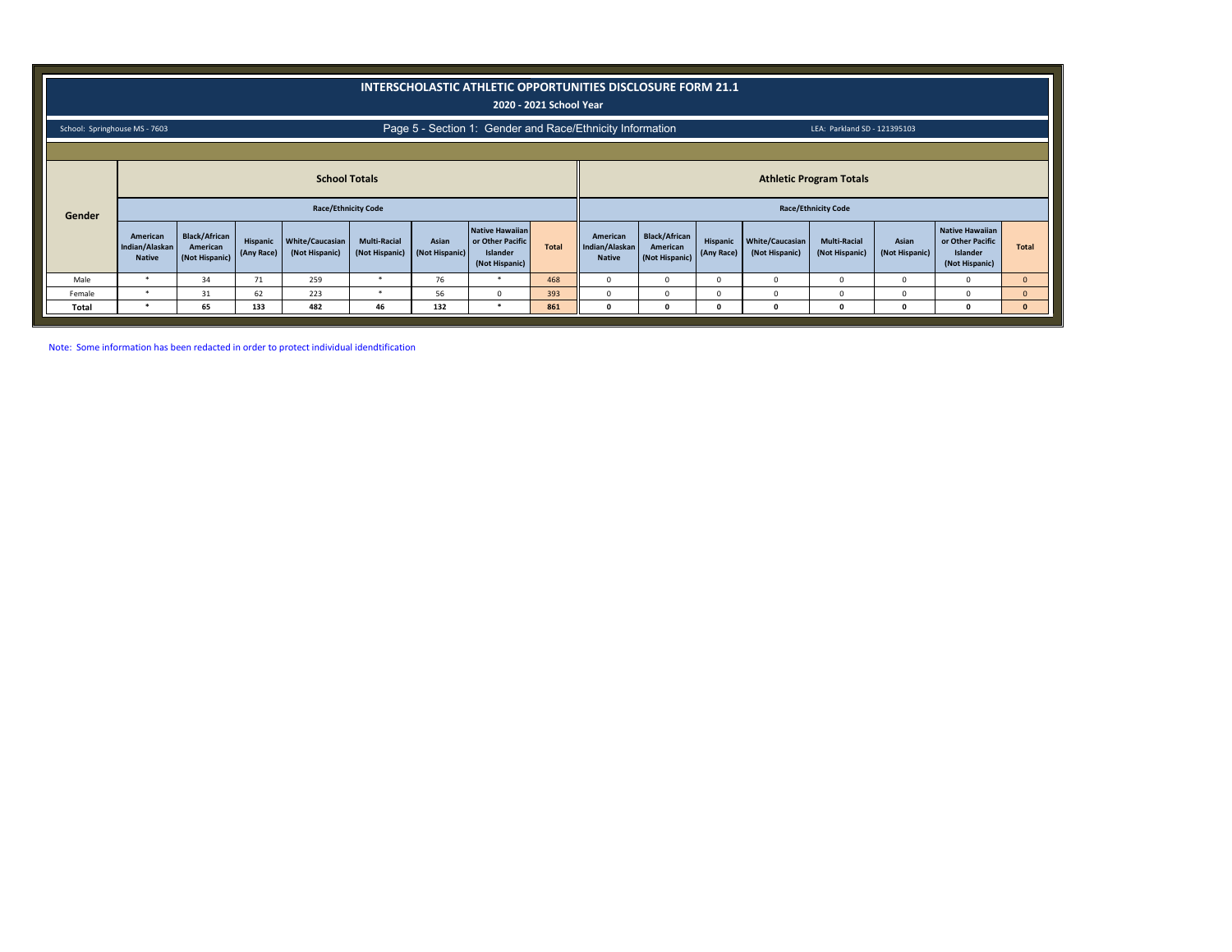# INTERSCHOLASTIC ATHLETIC OPPORTUNITIES DISCLOSURE FORM 21.1

**2020 - 2021 School Year**

School: Springhouse MS - 7603

## Page 5 - Section 1: Gender and Race/Ethnicity Information

LEA: Parkland SD - 121395103

| Gender | School Totals | | | | | | | | Athletic Program Totals | | | | | | | |
|---|---|---|---|---|---|---|---|---|---|---|---|---|---|---|---|---|
| | Race/Ethnicity Code | | | | | | | | Race/Ethnicity Code | | | | | | | |
| | American Indian/Alaskan Native | Black/African American (Not Hispanic) | Hispanic (Any Race) | White/Caucasian (Not Hispanic) | Multi-Racial (Not Hispanic) | Asian (Not Hispanic) | Native Hawaiian or Other Pacific Islander (Not Hispanic) | Total | American Indian/Alaskan Native | Black/African American (Not Hispanic) | Hispanic (Any Race) | White/Caucasian (Not Hispanic) | Multi-Racial (Not Hispanic) | Asian (Not Hispanic) | Native Hawaiian or Other Pacific Islander (Not Hispanic) | Total |
| Male | * | 34 | 71 | 259 | * | 76 | * | 468 | 0 | 0 | 0 | 0 | 0 | 0 | 0 | 0 |
| Female | * | 31 | 62 | 223 | * | 56 | 0 | 393 | 0 | 0 | 0 | 0 | 0 | 0 | 0 | 0 |
| **Total** | * | **65** | **133** | **482** | **46** | **132** | * | **861** | **0** | **0** | **0** | **0** | **0** | **0** | **0** | **0** |

Note: Some information has been redacted in order to protect individual idendtification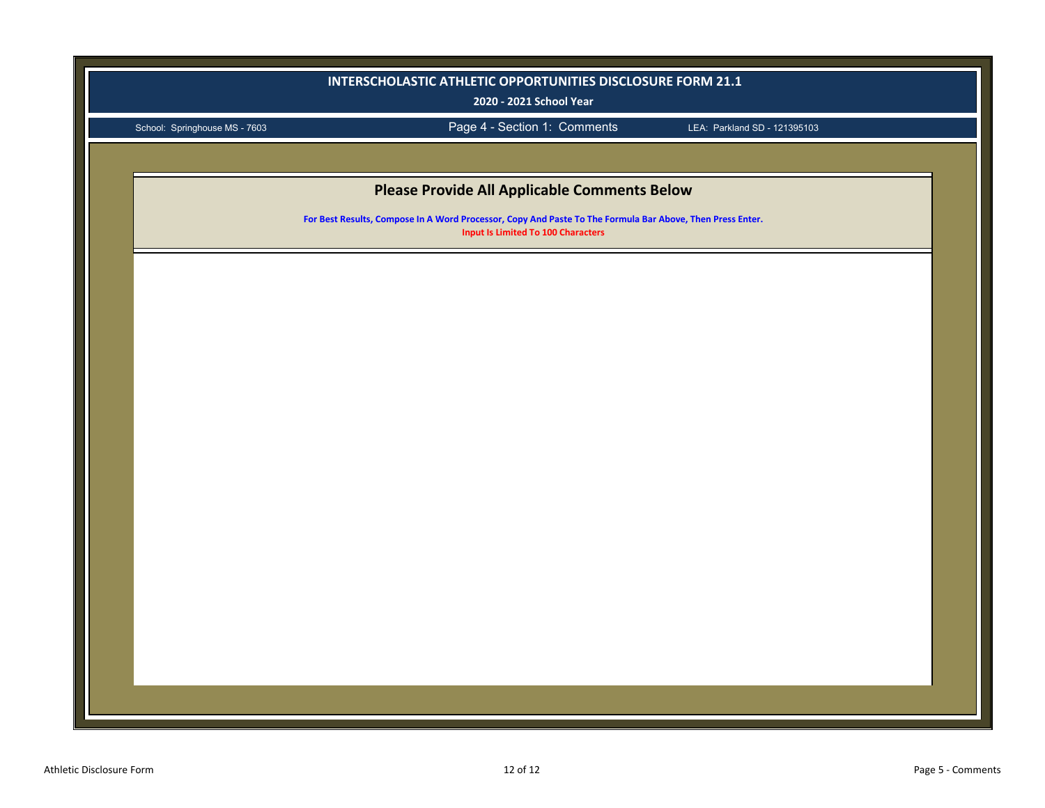# INTERSCHOLASTIC ATHLETIC OPPORTUNITIES DISCLOSURE FORM 21.1

**2020 - 2021 School Year**

School: Springhouse MS - 7603

Page 4 - Section 1: Comments

LEA: Parkland SD - 121395103

## Please Provide All Applicable Comments Below

**For Best Results, Compose In A Word Processor, Copy And Paste To The Formula Bar Above, Then Press Enter.**

**Input Is Limited To 100 Characters**